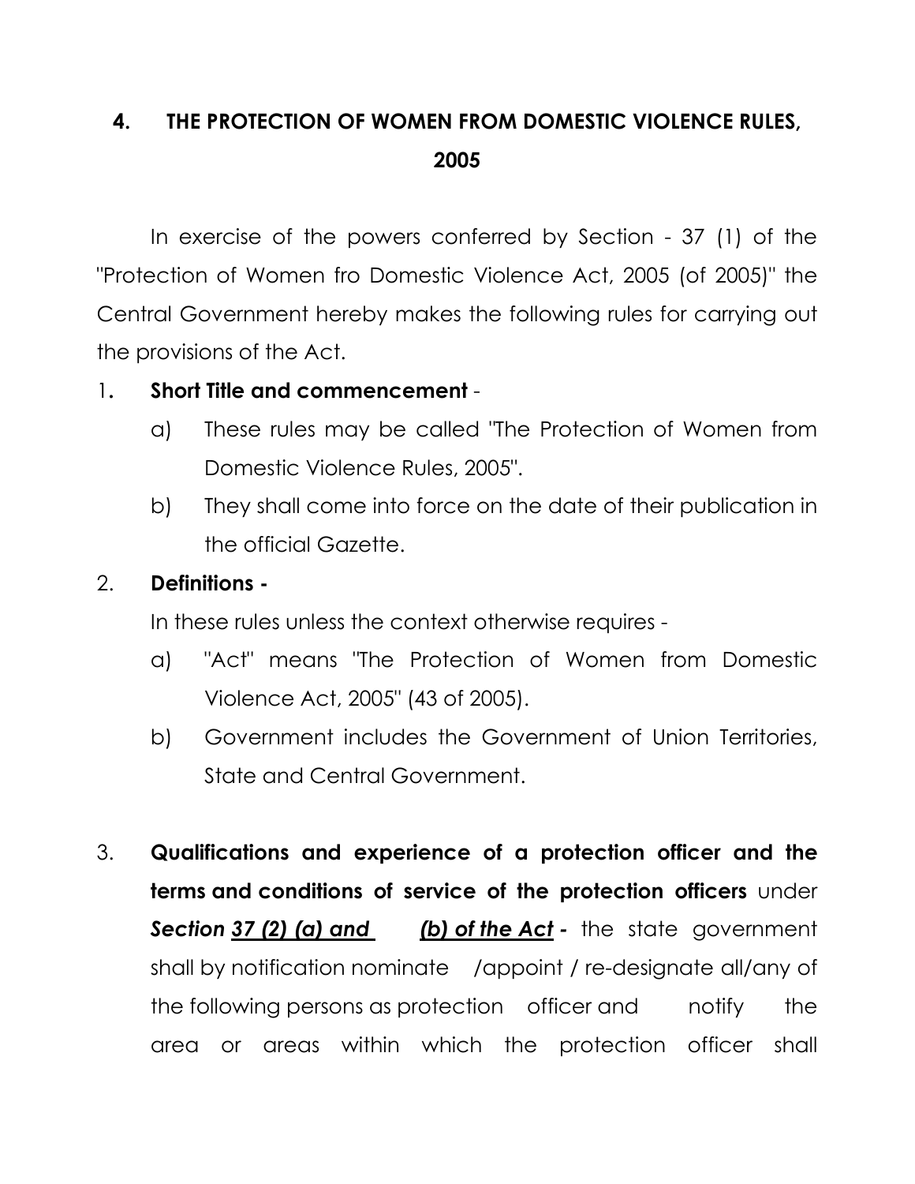# 4. THE PROTECTION OF WOMEN FROM DOMESTIC VIOLENCE RULES, 2005

In exercise of the powers conferred by Section - 37 (1) of the "Protection of Women fro Domestic Violence Act, 2005 (of 2005)" the Central Government hereby makes the following rules for carrying out the provisions of the Act.

1. **Short Title and commencement** -
   a) These rules may be called "The Protection of Women from Domestic Violence Rules, 2005".
   b) They shall come into force on the date of their publication in the official Gazette.

2. **Definitions -**

   In these rules unless the context otherwise requires -
   a) "Act" means "The Protection of Women from Domestic Violence Act, 2005" (43 of 2005).
   b) Government includes the Government of Union Territories, State and Central Government.

3. **Qualifications and experience of a protection officer and the terms and conditions of service of the protection officers** under ***Section 37 (2) (a) and (b) of the Act* -** the state government shall by notification nominate /appoint / re-designate all/any of the following persons as protection officer and notify the area or areas within which the protection officer shall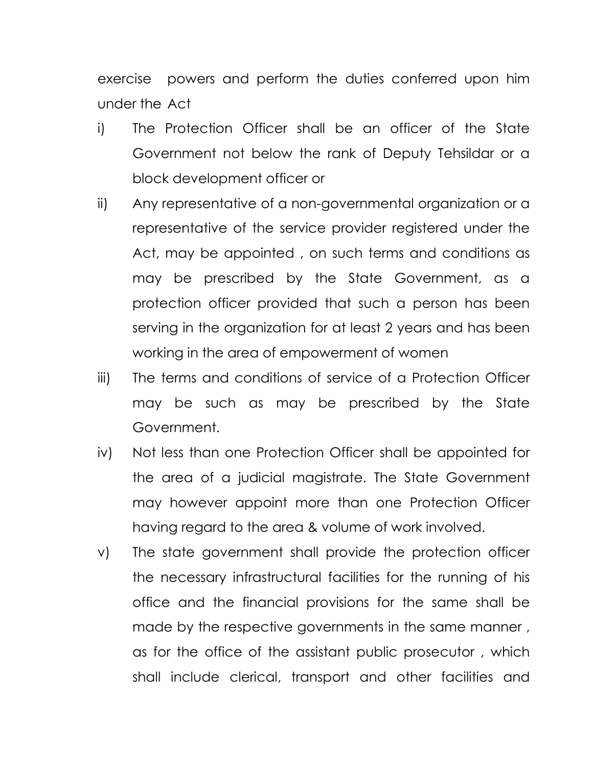exercise powers and perform the duties conferred upon him under the Act

i) The Protection Officer shall be an officer of the State Government not below the rank of Deputy Tehsildar or a block development officer or

ii) Any representative of a non-governmental organization or a representative of the service provider registered under the Act, may be appointed , on such terms and conditions as may be prescribed by the State Government, as a protection officer provided that such a person has been serving in the organization for at least 2 years and has been working in the area of empowerment of women

iii) The terms and conditions of service of a Protection Officer may be such as may be prescribed by the State Government.

iv) Not less than one Protection Officer shall be appointed for the area of a judicial magistrate. The State Government may however appoint more than one Protection Officer having regard to the area & volume of work involved.

v) The state government shall provide the protection officer the necessary infrastructural facilities for the running of his office and the financial provisions for the same shall be made by the respective governments in the same manner , as for the office of the assistant public prosecutor , which shall include clerical, transport and other facilities and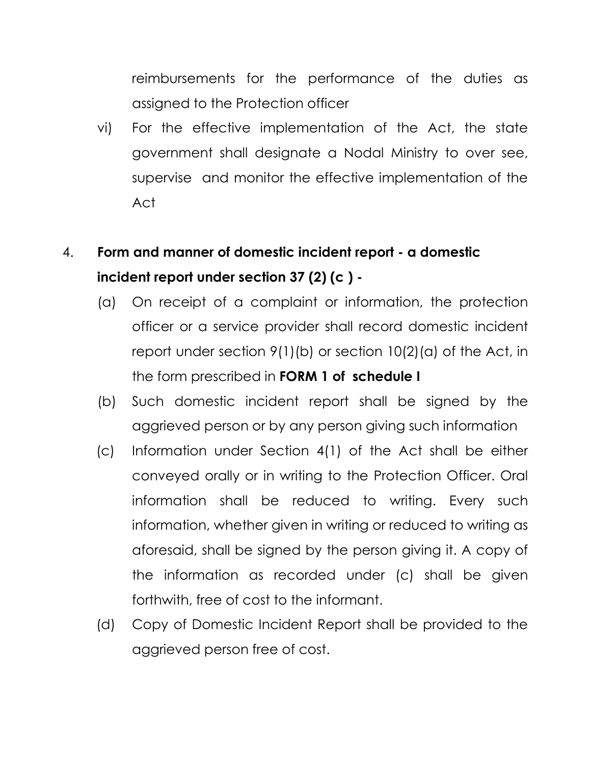reimbursements for the performance of the duties as assigned to the Protection officer

vi) For the effective implementation of the Act, the state government shall designate a Nodal Ministry to over see, supervise and monitor the effective implementation of the Act

4. **Form and manner of domestic incident report - a domestic incident report under section 37 (2) (c ) -**

(a) On receipt of a complaint or information, the protection officer or a service provider shall record domestic incident report under section 9(1)(b) or section 10(2)(a) of the Act, in the form prescribed in **FORM 1 of schedule I**

(b) Such domestic incident report shall be signed by the aggrieved person or by any person giving such information

(c) Information under Section 4(1) of the Act shall be either conveyed orally or in writing to the Protection Officer. Oral information shall be reduced to writing. Every such information, whether given in writing or reduced to writing as aforesaid, shall be signed by the person giving it. A copy of the information as recorded under (c) shall be given forthwith, free of cost to the informant.

(d) Copy of Domestic Incident Report shall be provided to the aggrieved person free of cost.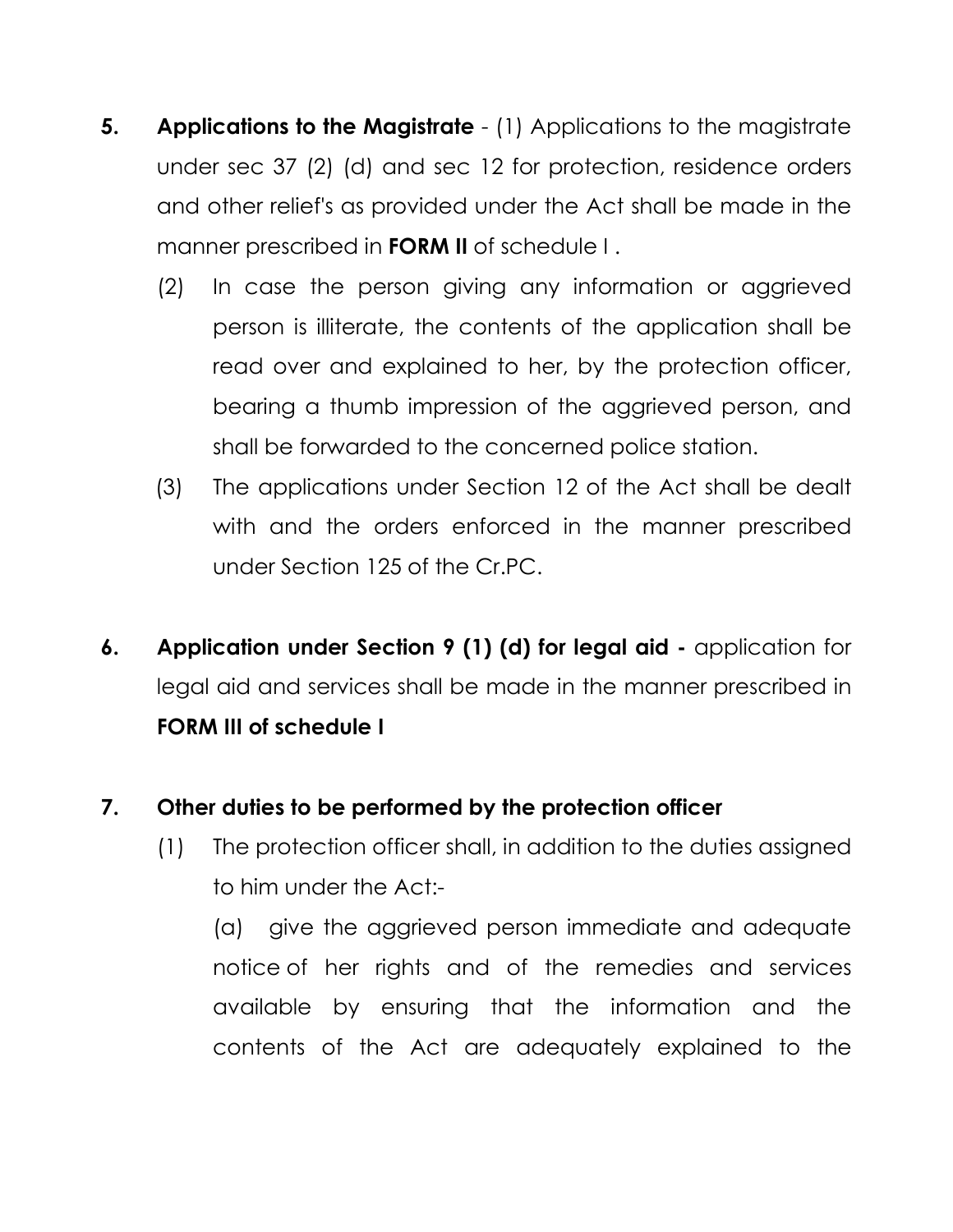**5. Applications to the Magistrate** - (1) Applications to the magistrate under sec 37 (2) (d) and sec 12 for protection, residence orders and other relief's as provided under the Act shall be made in the manner prescribed in **FORM II** of schedule I .

(2) In case the person giving any information or aggrieved person is illiterate, the contents of the application shall be read over and explained to her, by the protection officer, bearing a thumb impression of the aggrieved person, and shall be forwarded to the concerned police station.

(3) The applications under Section 12 of the Act shall be dealt with and the orders enforced in the manner prescribed under Section 125 of the Cr.PC.

**6. Application under Section 9 (1) (d) for legal aid -** application for legal aid and services shall be made in the manner prescribed in **FORM III of schedule I**

**7. Other duties to be performed by the protection officer**

(1) The protection officer shall, in addition to the duties assigned to him under the Act:-

(a) give the aggrieved person immediate and adequate notice of her rights and of the remedies and services available by ensuring that the information and the contents of the Act are adequately explained to the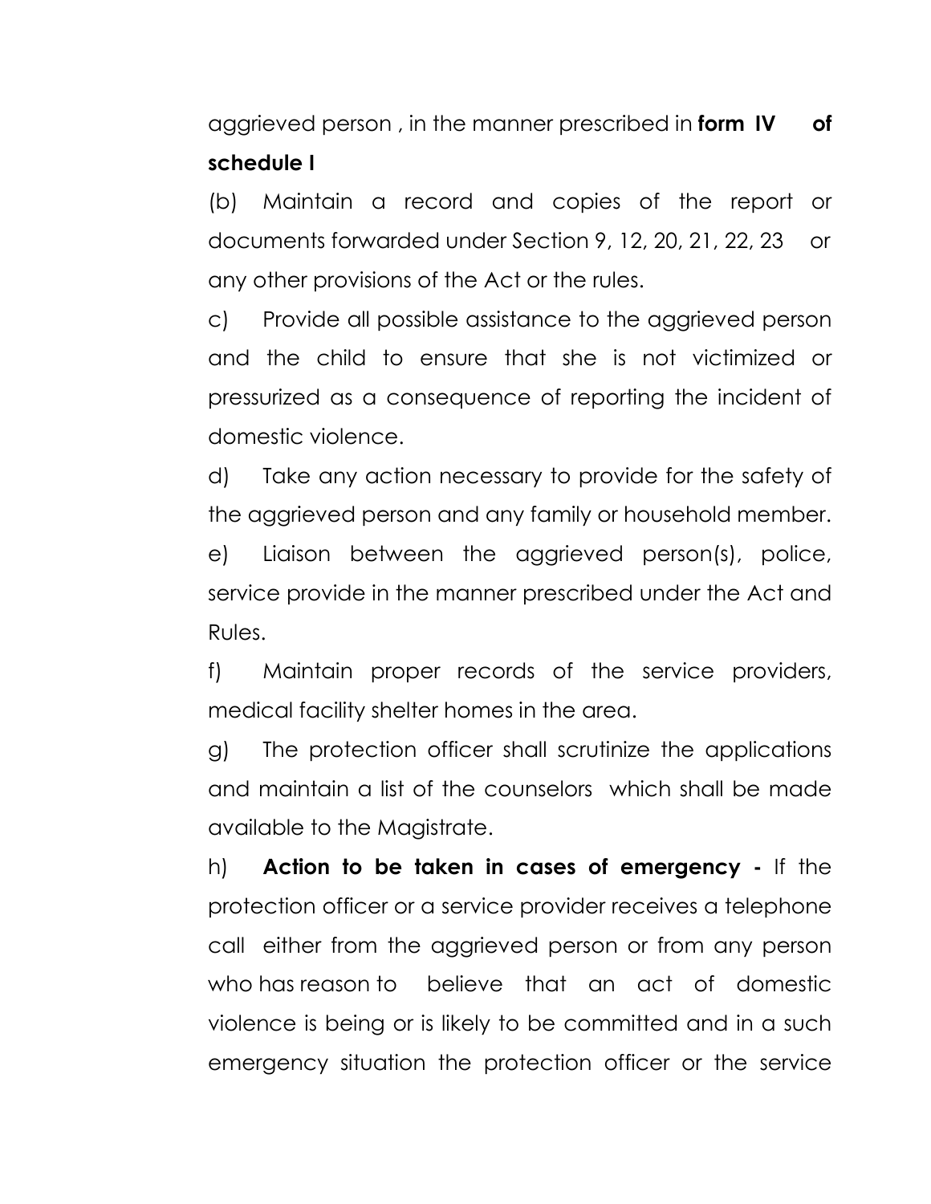aggrieved person , in the manner prescribed in **form IV of schedule I**

(b) Maintain a record and copies of the report or documents forwarded under Section 9, 12, 20, 21, 22, 23 or any other provisions of the Act or the rules.

c) Provide all possible assistance to the aggrieved person and the child to ensure that she is not victimized or pressurized as a consequence of reporting the incident of domestic violence.

d) Take any action necessary to provide for the safety of the aggrieved person and any family or household member.

e) Liaison between the aggrieved person(s), police, service provide in the manner prescribed under the Act and Rules.

f) Maintain proper records of the service providers, medical facility shelter homes in the area.

g) The protection officer shall scrutinize the applications and maintain a list of the counselors which shall be made available to the Magistrate.

h) **Action to be taken in cases of emergency -** If the protection officer or a service provider receives a telephone call either from the aggrieved person or from any person who has reason to believe that an act of domestic violence is being or is likely to be committed and in a such emergency situation the protection officer or the service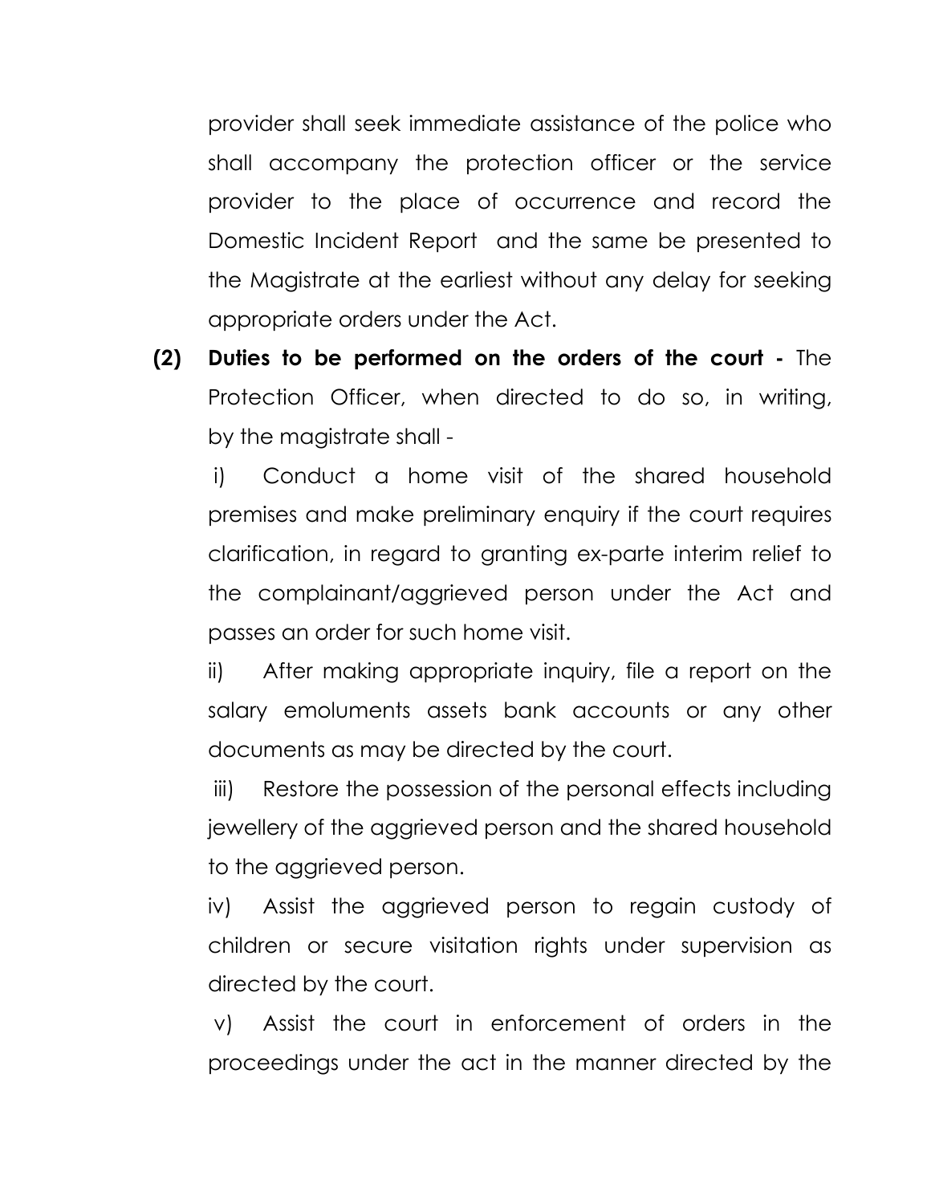provider shall seek immediate assistance of the police who shall accompany the protection officer or the service provider to the place of occurrence and record the Domestic Incident Report and the same be presented to the Magistrate at the earliest without any delay for seeking appropriate orders under the Act.

**(2) Duties to be performed on the orders of the court -** The Protection Officer, when directed to do so, in writing, by the magistrate shall -

i) Conduct a home visit of the shared household premises and make preliminary enquiry if the court requires clarification, in regard to granting ex-parte interim relief to the complainant/aggrieved person under the Act and passes an order for such home visit.

ii) After making appropriate inquiry, file a report on the salary emoluments assets bank accounts or any other documents as may be directed by the court.

iii) Restore the possession of the personal effects including jewellery of the aggrieved person and the shared household to the aggrieved person.

iv) Assist the aggrieved person to regain custody of children or secure visitation rights under supervision as directed by the court.

v) Assist the court in enforcement of orders in the proceedings under the act in the manner directed by the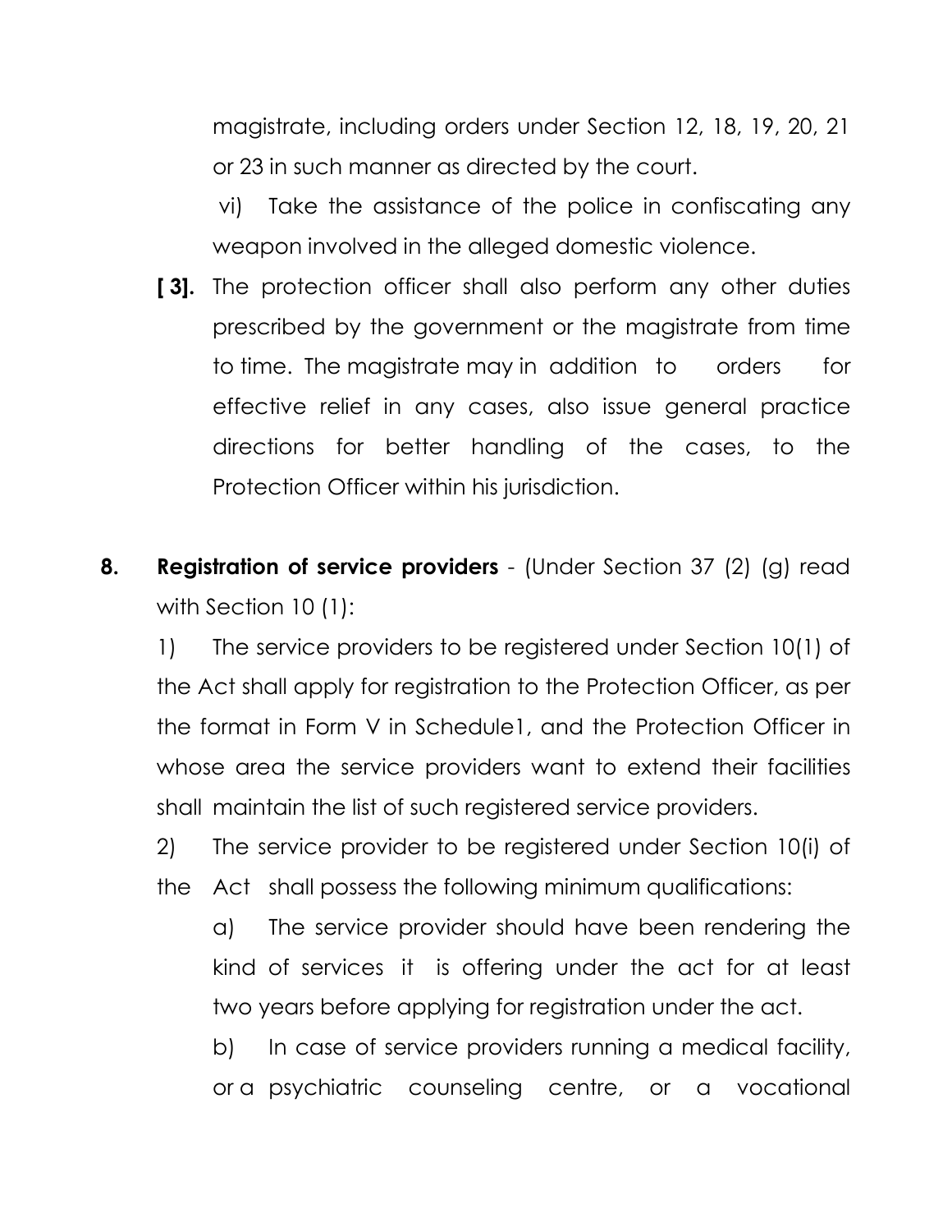magistrate, including orders under Section 12, 18, 19, 20, 21 or 23 in such manner as directed by the court.

vi) Take the assistance of the police in confiscating any weapon involved in the alleged domestic violence.

**[ 3].** The protection officer shall also perform any other duties prescribed by the government or the magistrate from time to time. The magistrate may in addition to orders for effective relief in any cases, also issue general practice directions for better handling of the cases, to the Protection Officer within his jurisdiction.

**8. Registration of service providers** - (Under Section 37 (2) (g) read with Section 10 (1):

1) The service providers to be registered under Section 10(1) of the Act shall apply for registration to the Protection Officer, as per the format in Form V in Schedule1, and the Protection Officer in whose area the service providers want to extend their facilities shall maintain the list of such registered service providers.

2) The service provider to be registered under Section 10(i) of the Act shall possess the following minimum qualifications:

a) The service provider should have been rendering the kind of services it is offering under the act for at least two years before applying for registration under the act.

b) In case of service providers running a medical facility, or a psychiatric counseling centre, or a vocational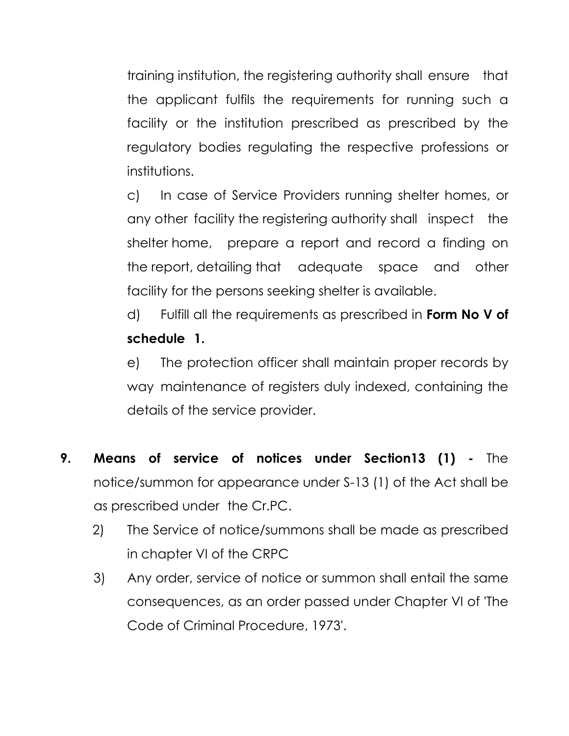training institution, the registering authority shall ensure that the applicant fulfils the requirements for running such a facility or the institution prescribed as prescribed by the regulatory bodies regulating the respective professions or institutions.

c) In case of Service Providers running shelter homes, or any other facility the registering authority shall inspect the shelter home, prepare a report and record a finding on the report, detailing that adequate space and other facility for the persons seeking shelter is available.

d) Fulfill all the requirements as prescribed in **Form No V of schedule 1.**

e) The protection officer shall maintain proper records by way maintenance of registers duly indexed, containing the details of the service provider.

**9. Means of service of notices under Section13 (1) -** The notice/summon for appearance under S-13 (1) of the Act shall be as prescribed under the Cr.PC.

2) The Service of notice/summons shall be made as prescribed in chapter VI of the CRPC

3) Any order, service of notice or summon shall entail the same consequences, as an order passed under Chapter VI of 'The Code of Criminal Procedure, 1973'.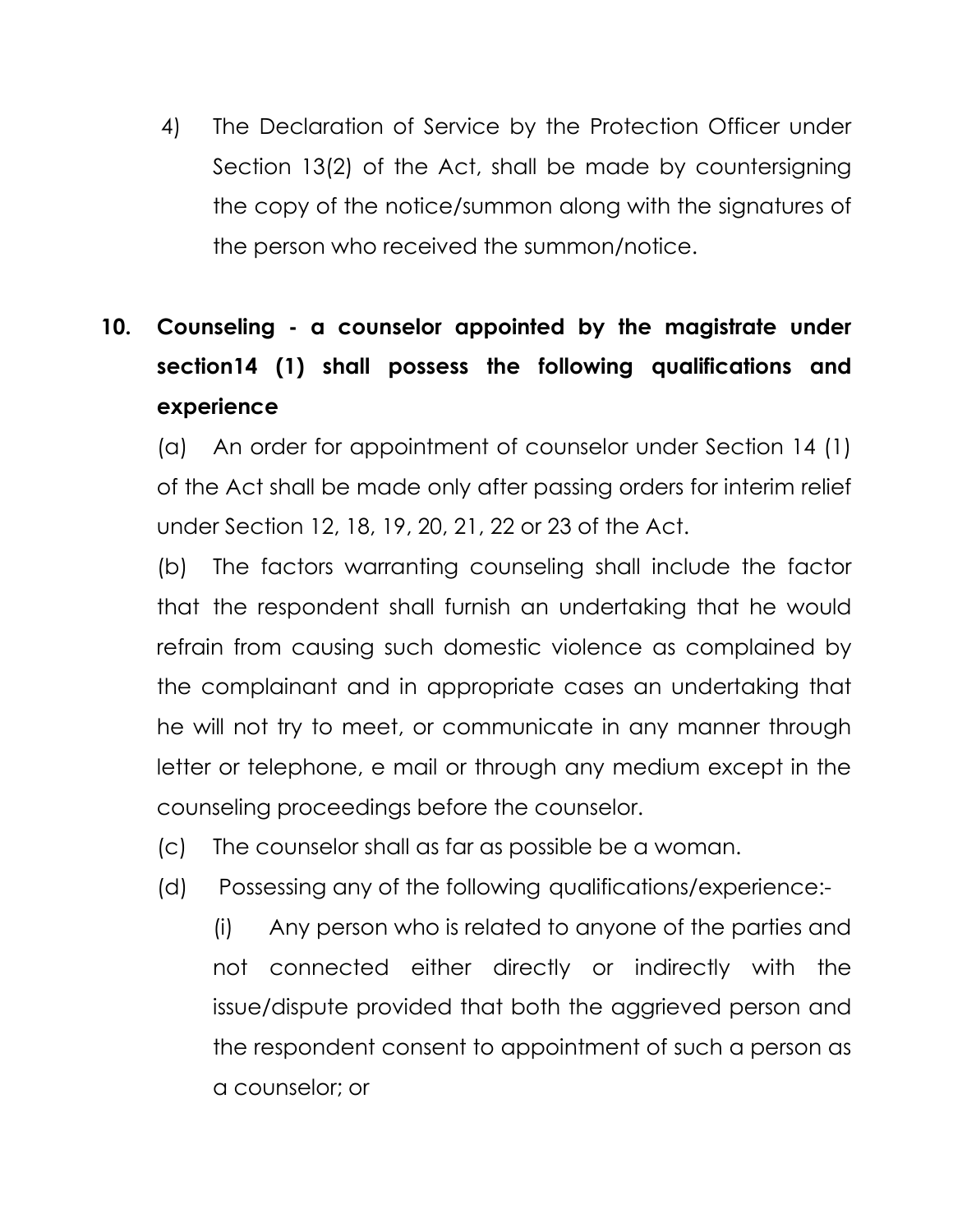4) The Declaration of Service by the Protection Officer under Section 13(2) of the Act, shall be made by countersigning the copy of the notice/summon along with the signatures of the person who received the summon/notice.

**10. Counseling - a counselor appointed by the magistrate under section14 (1) shall possess the following qualifications and experience**

(a) An order for appointment of counselor under Section 14 (1) of the Act shall be made only after passing orders for interim relief under Section 12, 18, 19, 20, 21, 22 or 23 of the Act.

(b) The factors warranting counseling shall include the factor that the respondent shall furnish an undertaking that he would refrain from causing such domestic violence as complained by the complainant and in appropriate cases an undertaking that he will not try to meet, or communicate in any manner through letter or telephone, e mail or through any medium except in the counseling proceedings before the counselor.

(c) The counselor shall as far as possible be a woman.

(d) Possessing any of the following qualifications/experience:-

(i) Any person who is related to anyone of the parties and not connected either directly or indirectly with the issue/dispute provided that both the aggrieved person and the respondent consent to appointment of such a person as a counselor; or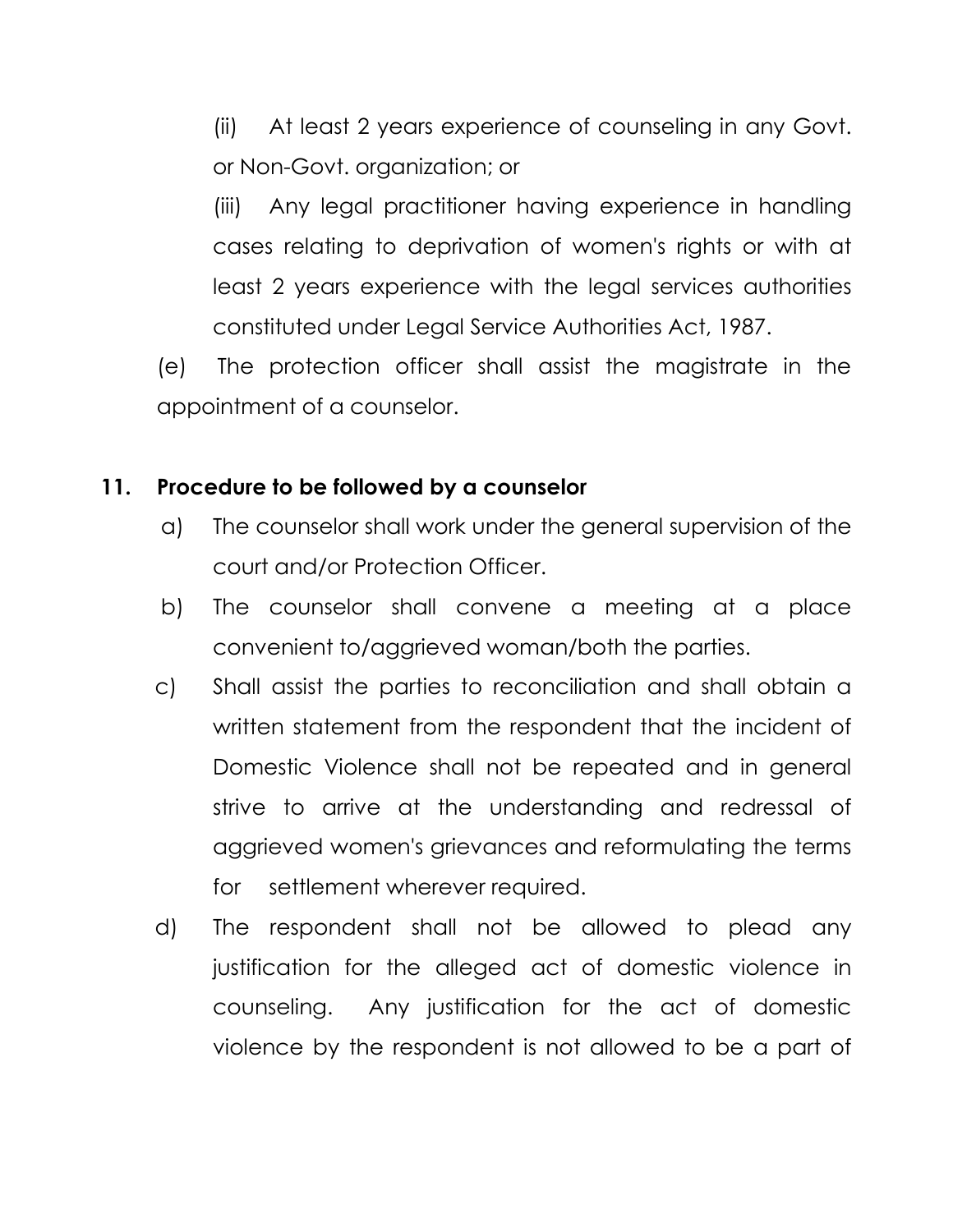(ii) At least 2 years experience of counseling in any Govt. or Non-Govt. organization; or

(iii) Any legal practitioner having experience in handling cases relating to deprivation of women's rights or with at least 2 years experience with the legal services authorities constituted under Legal Service Authorities Act, 1987.

(e) The protection officer shall assist the magistrate in the appointment of a counselor.

**11. Procedure to be followed by a counselor**

a) The counselor shall work under the general supervision of the court and/or Protection Officer.

b) The counselor shall convene a meeting at a place convenient to/aggrieved woman/both the parties.

c) Shall assist the parties to reconciliation and shall obtain a written statement from the respondent that the incident of Domestic Violence shall not be repeated and in general strive to arrive at the understanding and redressal of aggrieved women's grievances and reformulating the terms for settlement wherever required.

d) The respondent shall not be allowed to plead any justification for the alleged act of domestic violence in counseling. Any justification for the act of domestic violence by the respondent is not allowed to be a part of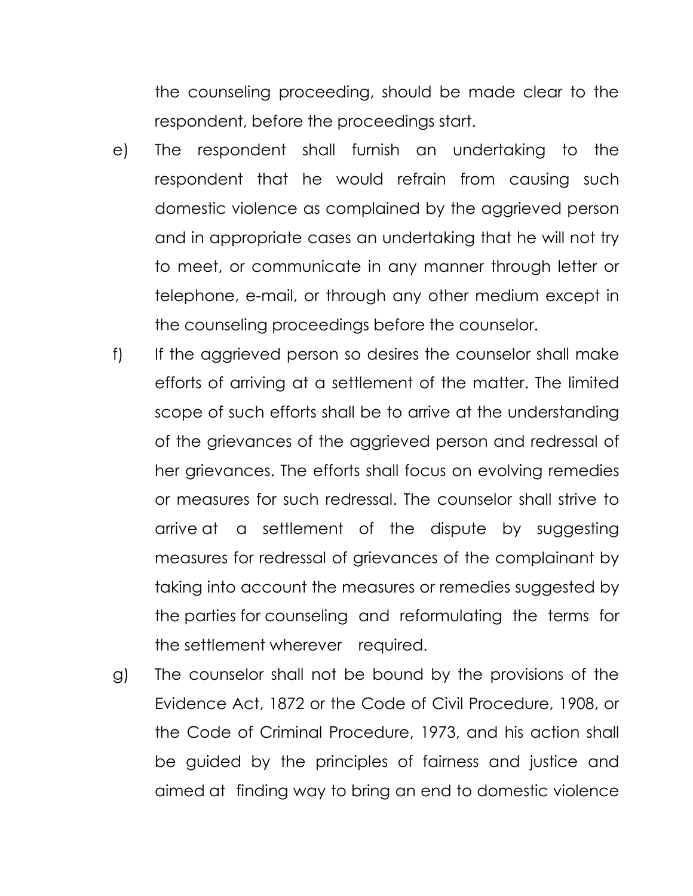the counseling proceeding, should be made clear to the respondent, before the proceedings start.

e) The respondent shall furnish an undertaking to the respondent that he would refrain from causing such domestic violence as complained by the aggrieved person and in appropriate cases an undertaking that he will not try to meet, or communicate in any manner through letter or telephone, e-mail, or through any other medium except in the counseling proceedings before the counselor.

f) If the aggrieved person so desires the counselor shall make efforts of arriving at a settlement of the matter. The limited scope of such efforts shall be to arrive at the understanding of the grievances of the aggrieved person and redressal of her grievances. The efforts shall focus on evolving remedies or measures for such redressal. The counselor shall strive to arrive at a settlement of the dispute by suggesting measures for redressal of grievances of the complainant by taking into account the measures or remedies suggested by the parties for counseling and reformulating the terms for the settlement wherever required.

g) The counselor shall not be bound by the provisions of the Evidence Act, 1872 or the Code of Civil Procedure, 1908, or the Code of Criminal Procedure, 1973, and his action shall be guided by the principles of fairness and justice and aimed at finding way to bring an end to domestic violence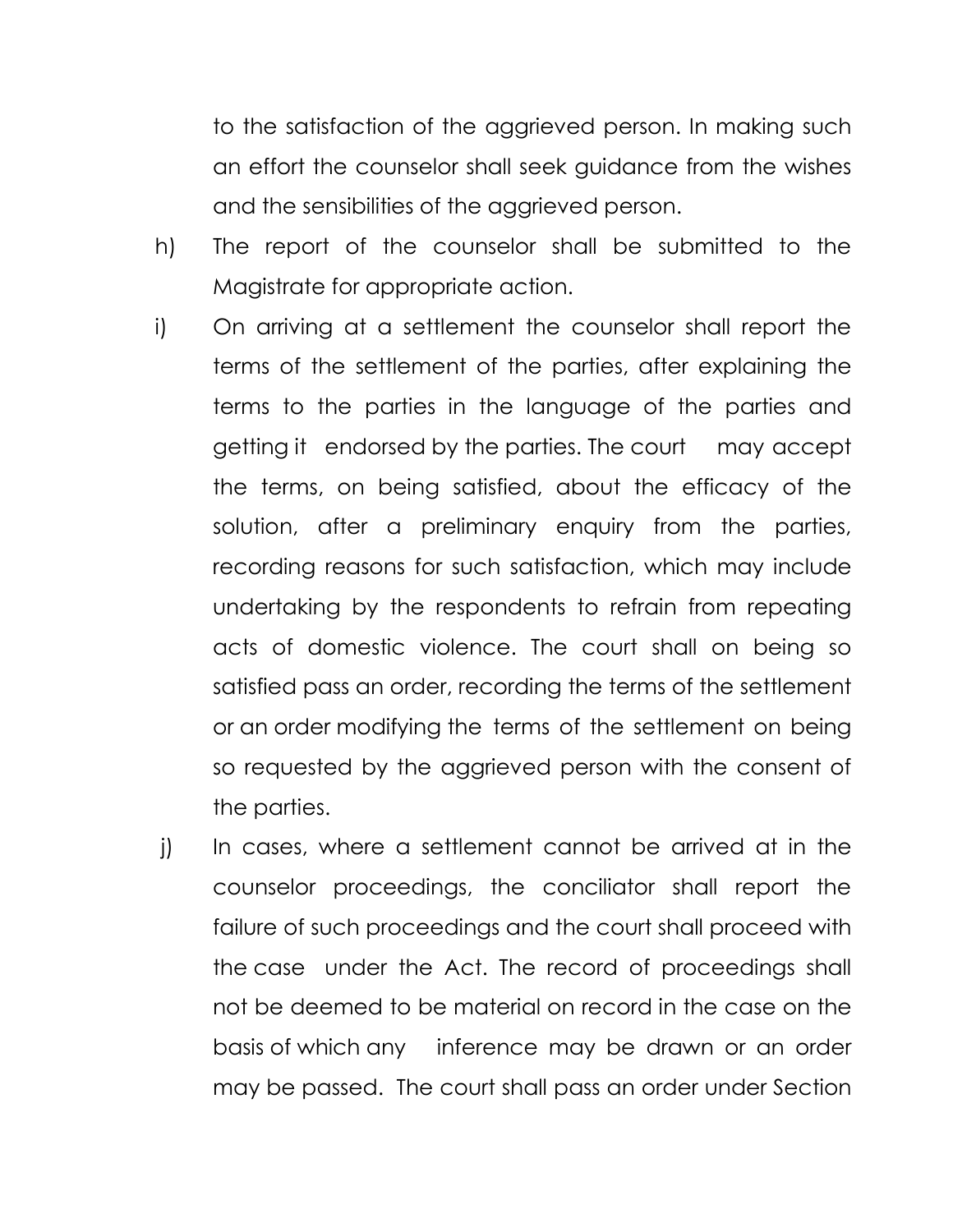to the satisfaction of the aggrieved person. In making such an effort the counselor shall seek guidance from the wishes and the sensibilities of the aggrieved person.

h) The report of the counselor shall be submitted to the Magistrate for appropriate action.

i) On arriving at a settlement the counselor shall report the terms of the settlement of the parties, after explaining the terms to the parties in the language of the parties and getting it endorsed by the parties. The court may accept the terms, on being satisfied, about the efficacy of the solution, after a preliminary enquiry from the parties, recording reasons for such satisfaction, which may include undertaking by the respondents to refrain from repeating acts of domestic violence. The court shall on being so satisfied pass an order, recording the terms of the settlement or an order modifying the terms of the settlement on being so requested by the aggrieved person with the consent of the parties.

j) In cases, where a settlement cannot be arrived at in the counselor proceedings, the conciliator shall report the failure of such proceedings and the court shall proceed with the case under the Act. The record of proceedings shall not be deemed to be material on record in the case on the basis of which any inference may be drawn or an order may be passed. The court shall pass an order under Section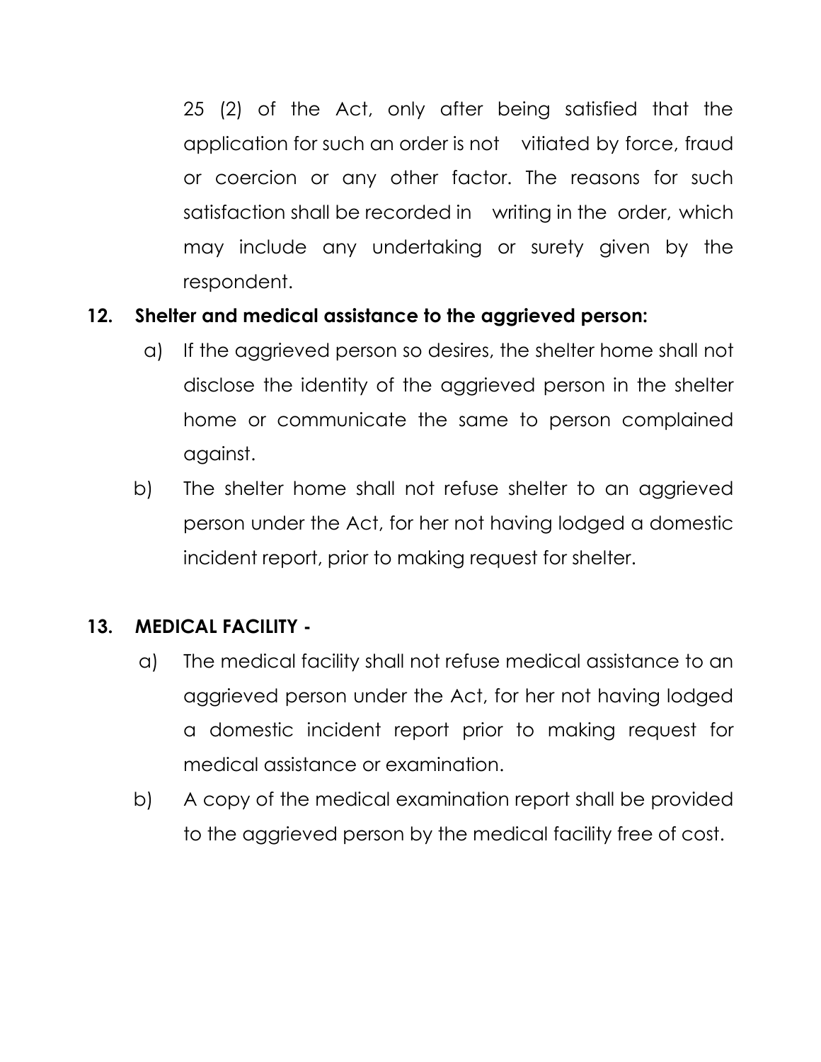25 (2) of the Act, only after being satisfied that the application for such an order is not vitiated by force, fraud or coercion or any other factor. The reasons for such satisfaction shall be recorded in writing in the order, which may include any undertaking or surety given by the respondent.

**12. Shelter and medical assistance to the aggrieved person:**

a) If the aggrieved person so desires, the shelter home shall not disclose the identity of the aggrieved person in the shelter home or communicate the same to person complained against.

b) The shelter home shall not refuse shelter to an aggrieved person under the Act, for her not having lodged a domestic incident report, prior to making request for shelter.

**13. MEDICAL FACILITY -**

a) The medical facility shall not refuse medical assistance to an aggrieved person under the Act, for her not having lodged a domestic incident report prior to making request for medical assistance or examination.

b) A copy of the medical examination report shall be provided to the aggrieved person by the medical facility free of cost.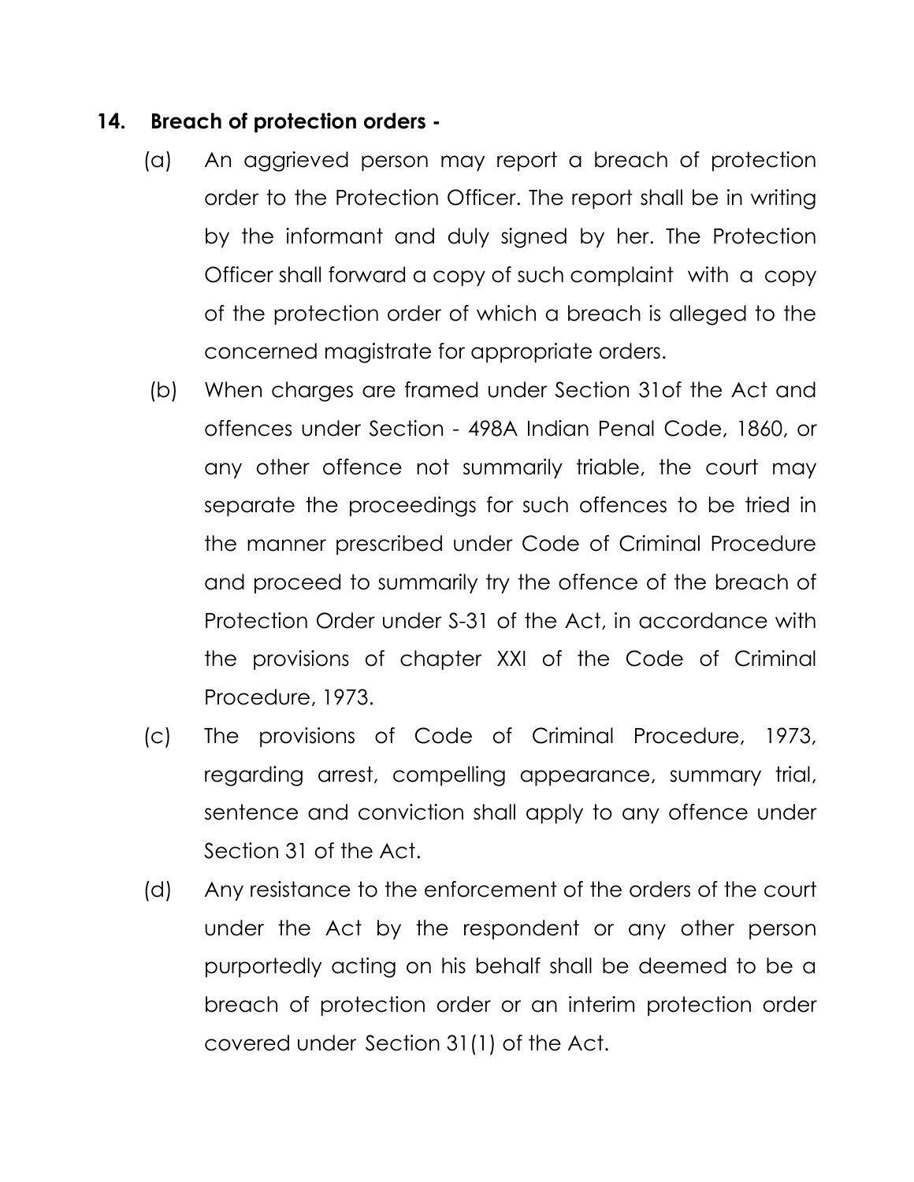**14. Breach of protection orders -**

(a) An aggrieved person may report a breach of protection order to the Protection Officer. The report shall be in writing by the informant and duly signed by her. The Protection Officer shall forward a copy of such complaint with a copy of the protection order of which a breach is alleged to the concerned magistrate for appropriate orders.

(b) When charges are framed under Section 31of the Act and offences under Section - 498A Indian Penal Code, 1860, or any other offence not summarily triable, the court may separate the proceedings for such offences to be tried in the manner prescribed under Code of Criminal Procedure and proceed to summarily try the offence of the breach of Protection Order under S-31 of the Act, in accordance with the provisions of chapter XXI of the Code of Criminal Procedure, 1973.

(c) The provisions of Code of Criminal Procedure, 1973, regarding arrest, compelling appearance, summary trial, sentence and conviction shall apply to any offence under Section 31 of the Act.

(d) Any resistance to the enforcement of the orders of the court under the Act by the respondent or any other person purportedly acting on his behalf shall be deemed to be a breach of protection order or an interim protection order covered under Section 31(1) of the Act.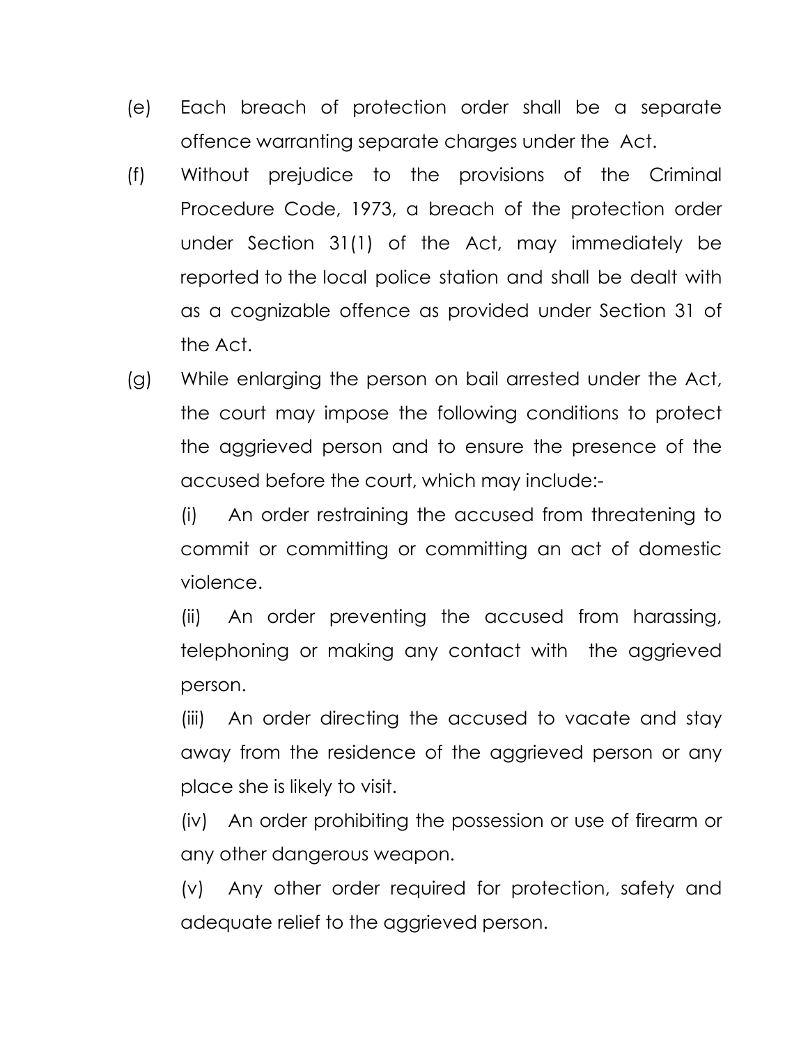(e) Each breach of protection order shall be a separate offence warranting separate charges under the Act.

(f) Without prejudice to the provisions of the Criminal Procedure Code, 1973, a breach of the protection order under Section 31(1) of the Act, may immediately be reported to the local police station and shall be dealt with as a cognizable offence as provided under Section 31 of the Act.

(g) While enlarging the person on bail arrested under the Act, the court may impose the following conditions to protect the aggrieved person and to ensure the presence of the accused before the court, which may include:-

  (i) An order restraining the accused from threatening to commit or committing or committing an act of domestic violence.

  (ii) An order preventing the accused from harassing, telephoning or making any contact with the aggrieved person.

  (iii) An order directing the accused to vacate and stay away from the residence of the aggrieved person or any place she is likely to visit.

  (iv) An order prohibiting the possession or use of firearm or any other dangerous weapon.

  (v) Any other order required for protection, safety and adequate relief to the aggrieved person.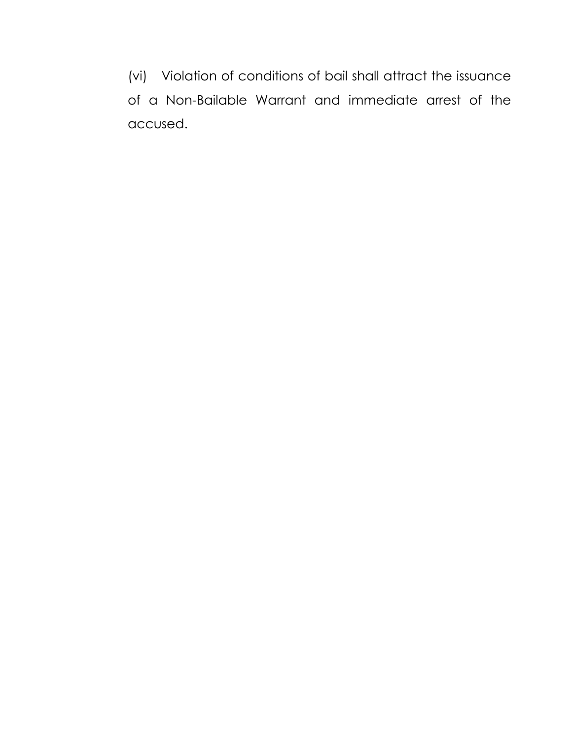(vi) Violation of conditions of bail shall attract the issuance of a Non-Bailable Warrant and immediate arrest of the accused.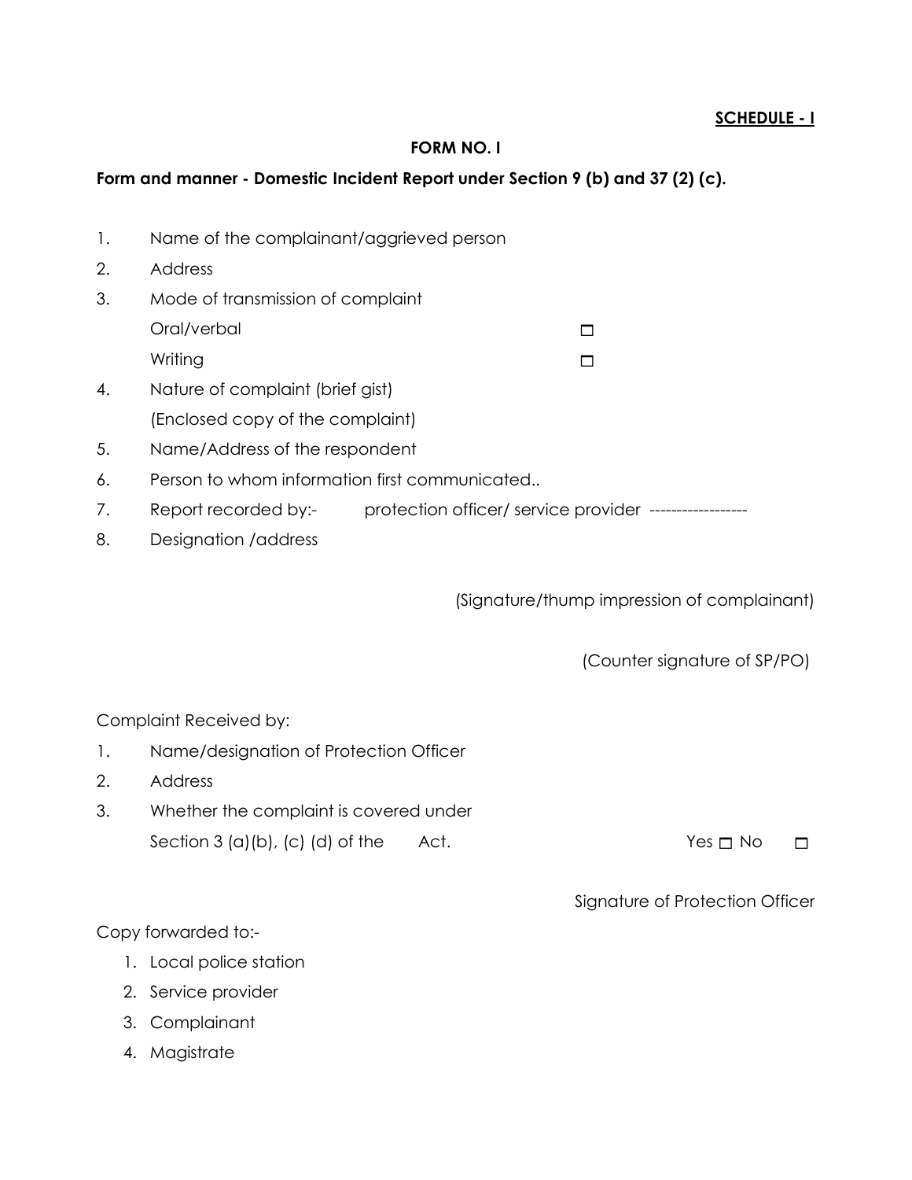**SCHEDULE - I**

**FORM NO. I**

**Form and manner - Domestic Incident Report under Section 9 (b) and 37 (2) (c).**

1. Name of the complainant/aggrieved person
2. Address
3. Mode of transmission of complaint
   Oral/verbal ☐
   Writing ☐
4. Nature of complaint (brief gist)
   (Enclosed copy of the complaint)
5. Name/Address of the respondent
6. Person to whom information first communicated..
7. Report recorded by:- protection officer/ service provider ------------------
8. Designation /address

(Signature/thump impression of complainant)

(Counter signature of SP/PO)

Complaint Received by:

1. Name/designation of Protection Officer
2. Address
3. Whether the complaint is covered under
   Section 3 (a)(b), (c) (d) of the Act. Yes ☐ No ☐

Signature of Protection Officer

Copy forwarded to:-

1. Local police station
2. Service provider
3. Complainant
4. Magistrate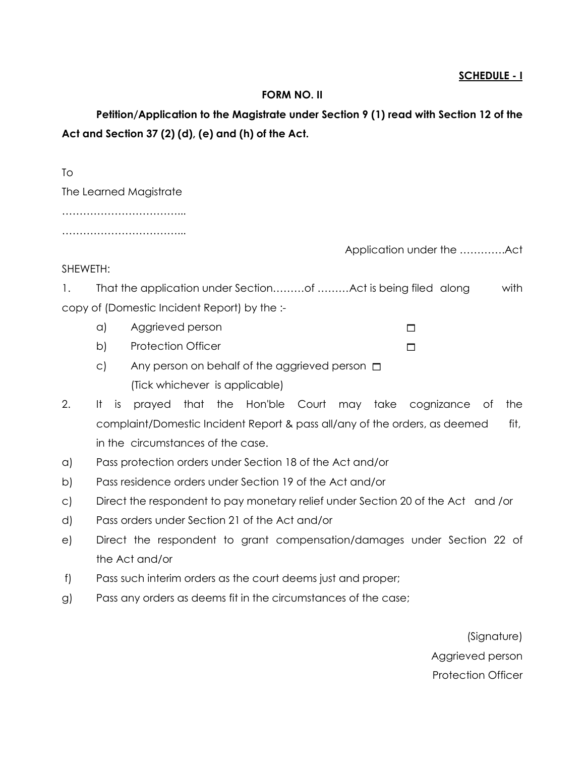**SCHEDULE - I**

**FORM NO. II**

**Petition/Application to the Magistrate under Section 9 (1) read with Section 12 of the Act and Section 37 (2) (d), (e) and (h) of the Act.**

To

The Learned Magistrate

………………………………..

………………………………..

Application under the ………….Act

SHEWETH:

1. That the application under Section………of ………Act is being filed along with copy of (Domestic Incident Report) by the :-
   a) Aggrieved person ☐
   b) Protection Officer ☐
   c) Any person on behalf of the aggrieved person ☐
   (Tick whichever is applicable)
2. It is prayed that the Hon'ble Court may take cognizance of the complaint/Domestic Incident Report & pass all/any of the orders, as deemed fit, in the circumstances of the case.

a) Pass protection orders under Section 18 of the Act and/or

b) Pass residence orders under Section 19 of the Act and/or

c) Direct the respondent to pay monetary relief under Section 20 of the Act and /or

d) Pass orders under Section 21 of the Act and/or

e) Direct the respondent to grant compensation/damages under Section 22 of the Act and/or

f) Pass such interim orders as the court deems just and proper;

g) Pass any orders as deems fit in the circumstances of the case;

(Signature)

Aggrieved person

Protection Officer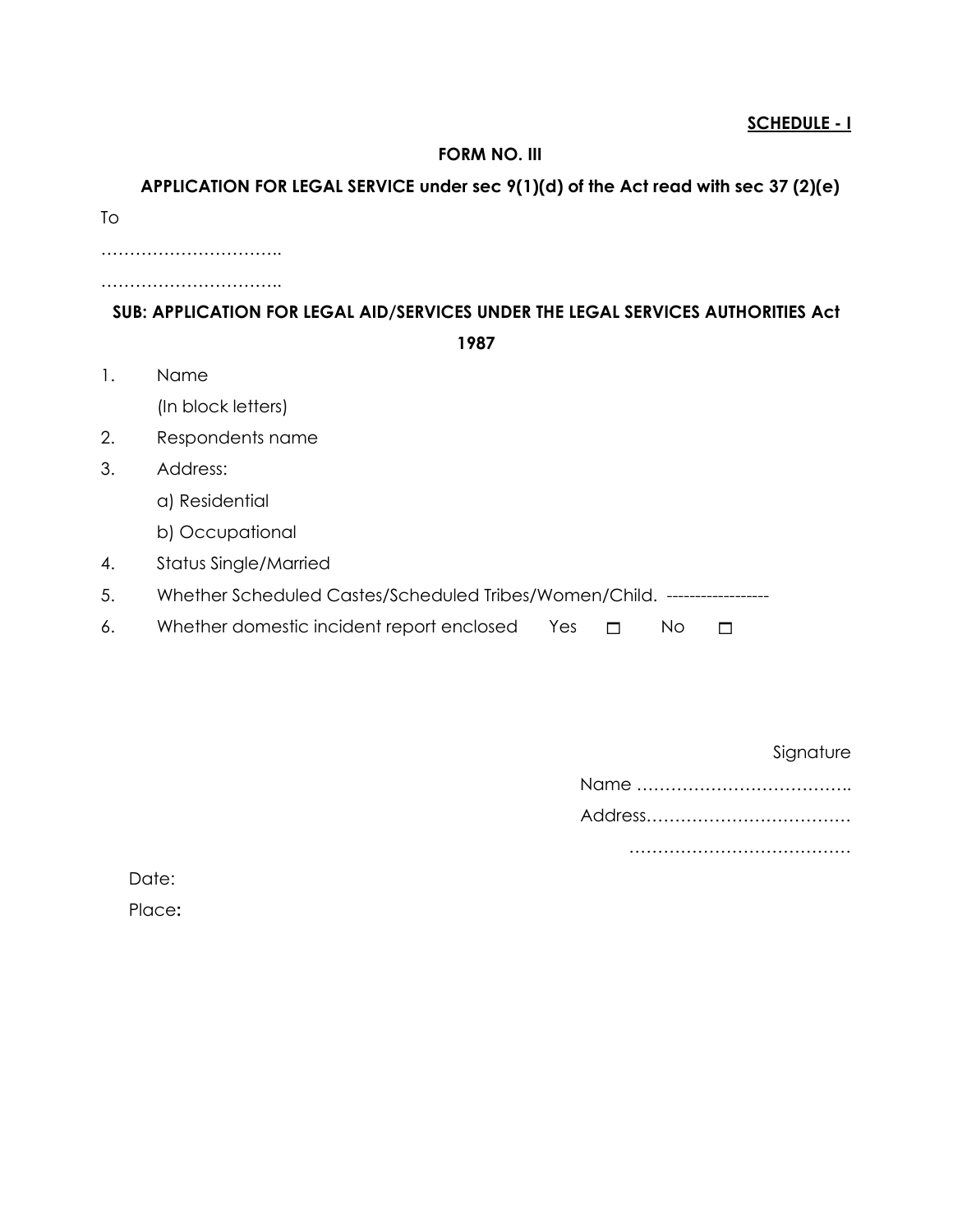**SCHEDULE - I**

**FORM NO. III**

**APPLICATION FOR LEGAL SERVICE under sec 9(1)(d) of the Act read with sec 37 (2)(e)**

To

…………………………..

…………………………..

**SUB: APPLICATION FOR LEGAL AID/SERVICES UNDER THE LEGAL SERVICES AUTHORITIES Act 1987**

1. Name
   (In block letters)
2. Respondents name
3. Address:
   a) Residential
   b) Occupational
4. Status Single/Married
5. Whether Scheduled Castes/Scheduled Tribes/Women/Child. ------------------
6. Whether domestic incident report enclosed Yes ☐ No ☐

Signature

Name ……………………………….

Address………………………………

…………………………………

Date:

Place**:**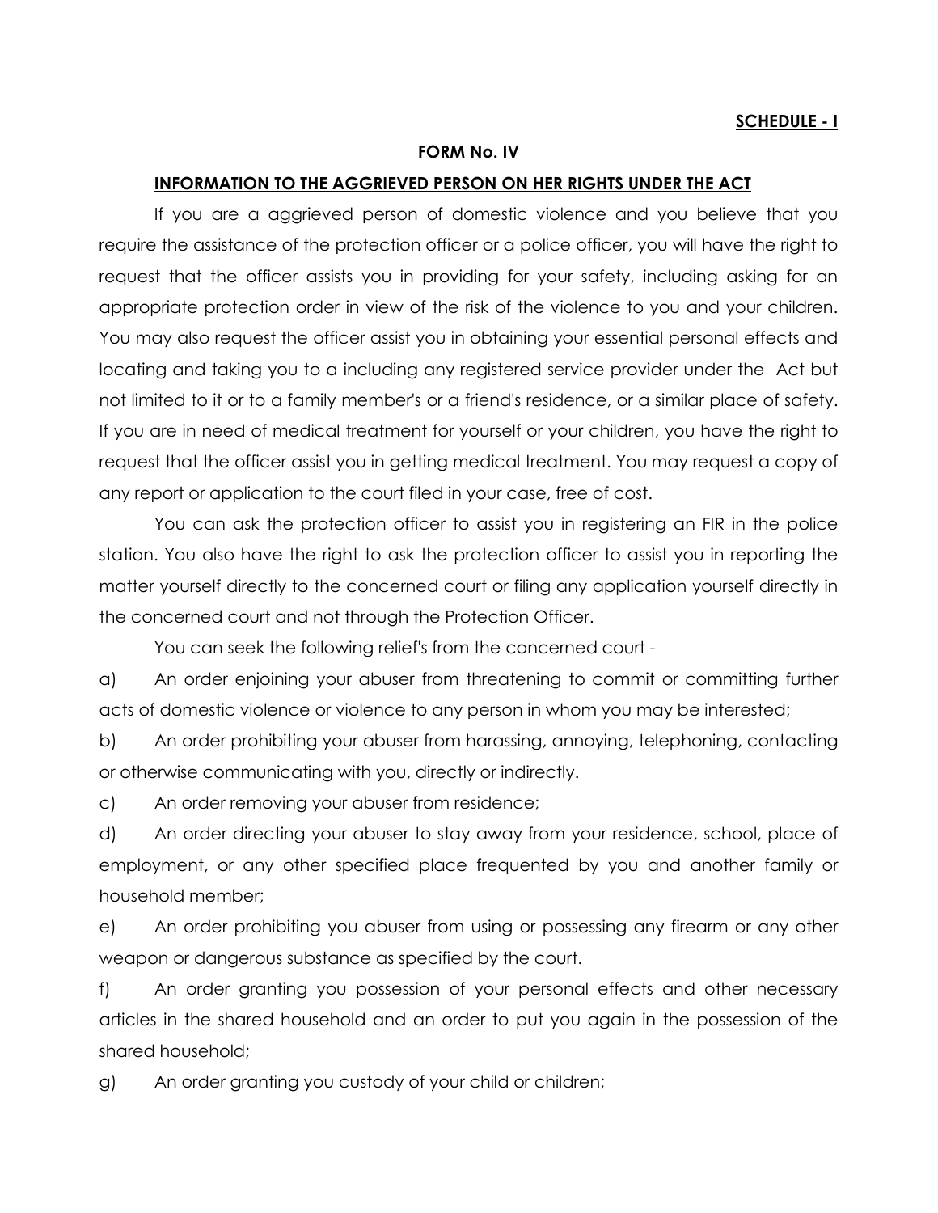**SCHEDULE - I**

**FORM No. IV**

**INFORMATION TO THE AGGRIEVED PERSON ON HER RIGHTS UNDER THE ACT**

If you are a aggrieved person of domestic violence and you believe that you require the assistance of the protection officer or a police officer, you will have the right to request that the officer assists you in providing for your safety, including asking for an appropriate protection order in view of the risk of the violence to you and your children. You may also request the officer assist you in obtaining your essential personal effects and locating and taking you to a including any registered service provider under the Act but not limited to it or to a family member's or a friend's residence, or a similar place of safety. If you are in need of medical treatment for yourself or your children, you have the right to request that the officer assist you in getting medical treatment. You may request a copy of any report or application to the court filed in your case, free of cost.

You can ask the protection officer to assist you in registering an FIR in the police station. You also have the right to ask the protection officer to assist you in reporting the matter yourself directly to the concerned court or filing any application yourself directly in the concerned court and not through the Protection Officer.

You can seek the following relief's from the concerned court -

a) An order enjoining your abuser from threatening to commit or committing further acts of domestic violence or violence to any person in whom you may be interested;

b) An order prohibiting your abuser from harassing, annoying, telephoning, contacting or otherwise communicating with you, directly or indirectly.

c) An order removing your abuser from residence;

d) An order directing your abuser to stay away from your residence, school, place of employment, or any other specified place frequented by you and another family or household member;

e) An order prohibiting you abuser from using or possessing any firearm or any other weapon or dangerous substance as specified by the court.

f) An order granting you possession of your personal effects and other necessary articles in the shared household and an order to put you again in the possession of the shared household;

g) An order granting you custody of your child or children;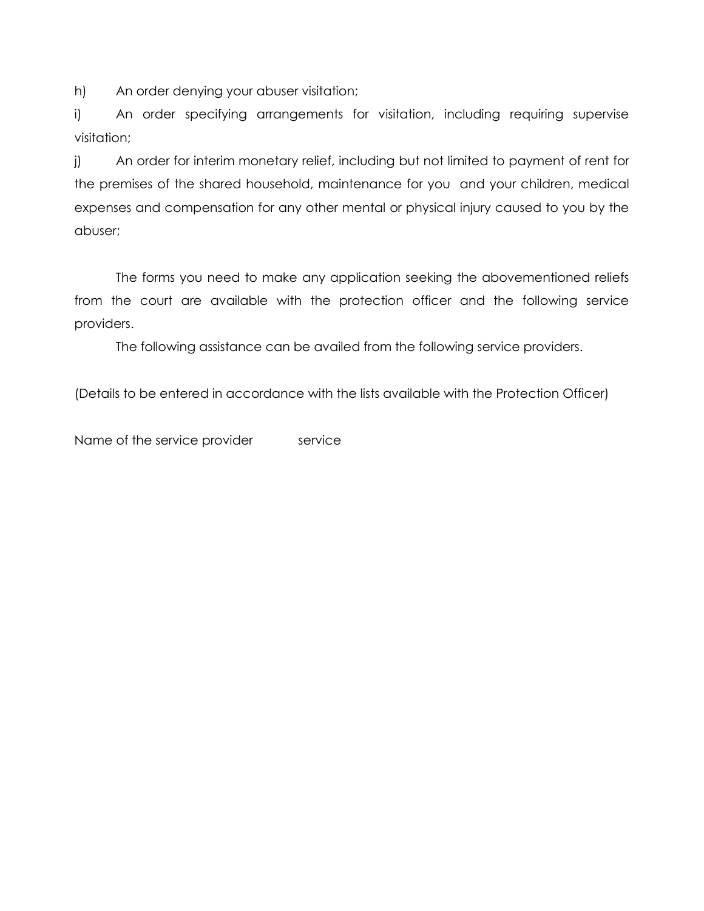h) An order denying your abuser visitation;

i) An order specifying arrangements for visitation, including requiring supervise visitation;

j) An order for interim monetary relief, including but not limited to payment of rent for the premises of the shared household, maintenance for you and your children, medical expenses and compensation for any other mental or physical injury caused to you by the abuser;

The forms you need to make any application seeking the abovementioned reliefs from the court are available with the protection officer and the following service providers.

The following assistance can be availed from the following service providers.

(Details to be entered in accordance with the lists available with the Protection Officer)

Name of the service provider service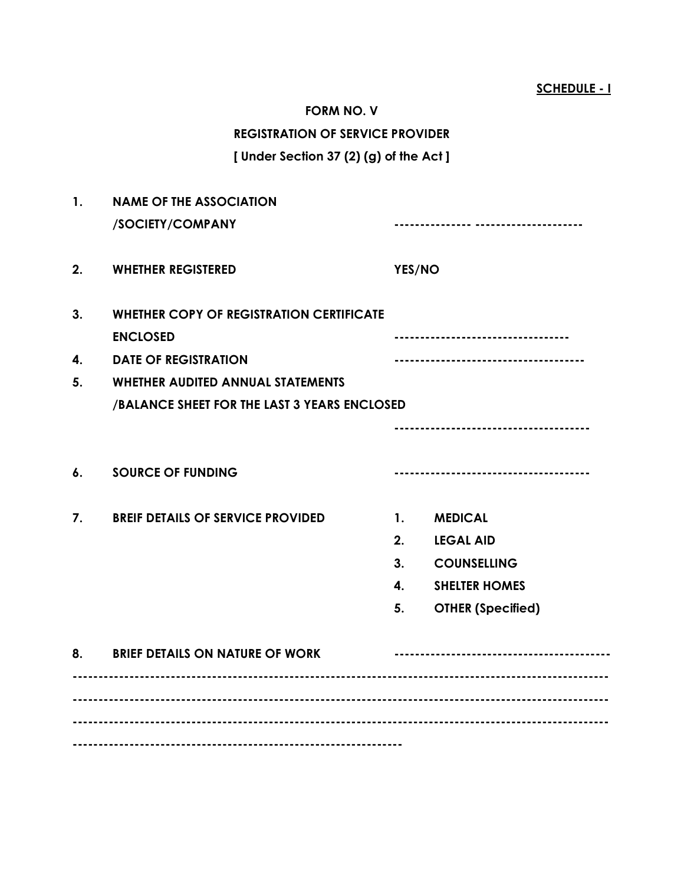**SCHEDULE - I**

**FORM NO. V**

**REGISTRATION OF SERVICE PROVIDER**

**[ Under Section 37 (2) (g) of the Act ]**

1. **NAME OF THE ASSOCIATION /SOCIETY/COMPANY** -------------- --------------------

2. **WHETHER REGISTERED** **YES/NO**

3. **WHETHER COPY OF REGISTRATION CERTIFICATE ENCLOSED** --------------------------------

4. **DATE OF REGISTRATION** -----------------------------------

5. **WHETHER AUDITED ANNUAL STATEMENTS /BALANCE SHEET FOR THE LAST 3 YEARS ENCLOSED**

   ------------------------------------

6. **SOURCE OF FUNDING** ------------------------------------

7. **BREIF DETAILS OF SERVICE PROVIDED**
   1. **MEDICAL**
   2. **LEGAL AID**
   3. **COUNSELLING**
   4. **SHELTER HOMES**
   5. **OTHER (Specified)**

8. **BRIEF DETAILS ON NATURE OF WORK** ----------------------------------------

----------------------------------------------------------------------------------------------------

----------------------------------------------------------------------------------------------------

----------------------------------------------------------------------------------------------------

-------------------------------------------------------------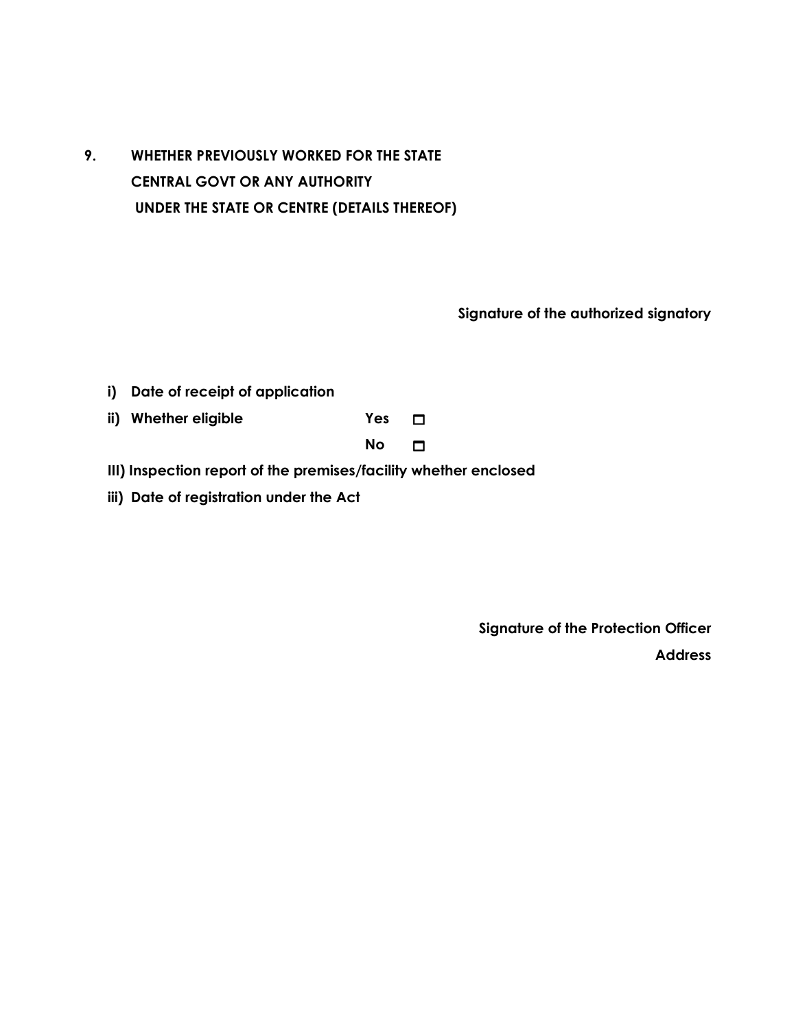**9. WHETHER PREVIOUSLY WORKED FOR THE STATE CENTRAL GOVT OR ANY AUTHORITY UNDER THE STATE OR CENTRE (DETAILS THEREOF)**

**Signature of the authorized signatory**

**i) Date of receipt of application**

**ii) Whether eligible** Yes ☐ No ☐

**III) Inspection report of the premises/facility whether enclosed**

**iii) Date of registration under the Act**

**Signature of the Protection Officer**

**Address**